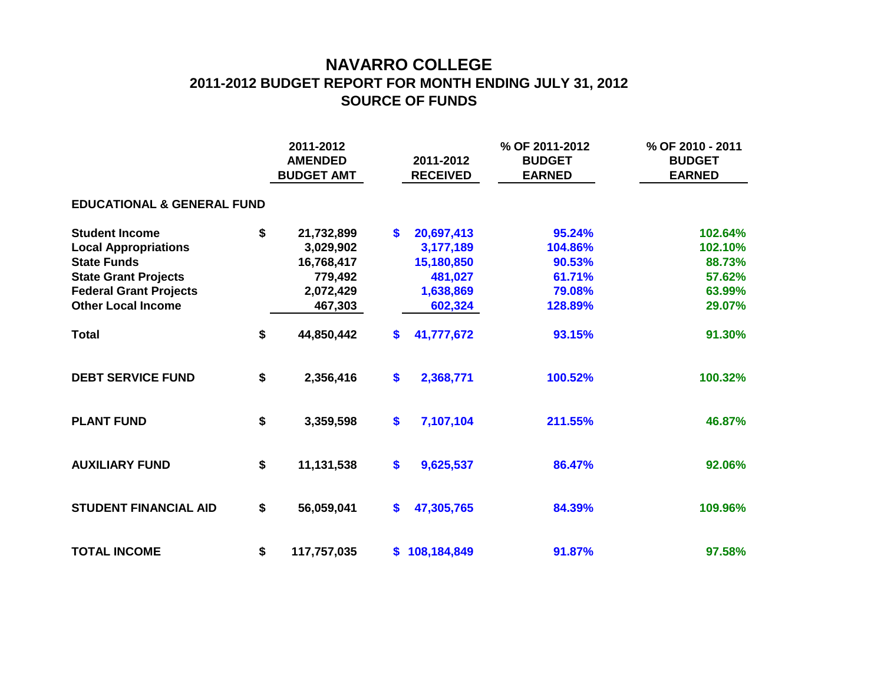# NAVARRO COLLEGE
## 2011-2012 BUDGET REPORT FOR MONTH ENDING JULY 31, 2012
## SOURCE OF FUNDS

| | 2011-2012 AMENDED BUDGET AMT | 2011-2012 RECEIVED | % OF 2011-2012 BUDGET EARNED | % OF 2010 - 2011 BUDGET EARNED |
|---|---|---|---|---|
| **EDUCATIONAL & GENERAL FUND** | | | | |
| Student Income | $ 21,732,899 | $ 20,697,413 | 95.24% | 102.64% |
| Local Appropriations | 3,029,902 | 3,177,189 | 104.86% | 102.10% |
| State Funds | 16,768,417 | 15,180,850 | 90.53% | 88.73% |
| State Grant Projects | 779,492 | 481,027 | 61.71% | 57.62% |
| Federal Grant Projects | 2,072,429 | 1,638,869 | 79.08% | 63.99% |
| Other Local Income | 467,303 | 602,324 | 128.89% | 29.07% |
| **Total** | $ 44,850,442 | $ 41,777,672 | 93.15% | 91.30% |
| **DEBT SERVICE FUND** | $ 2,356,416 | $ 2,368,771 | 100.52% | 100.32% |
| **PLANT FUND** | $ 3,359,598 | $ 7,107,104 | 211.55% | 46.87% |
| **AUXILIARY FUND** | $ 11,131,538 | $ 9,625,537 | 86.47% | 92.06% |
| **STUDENT FINANCIAL AID** | $ 56,059,041 | $ 47,305,765 | 84.39% | 109.96% |
| **TOTAL INCOME** | $ 117,757,035 | $ 108,184,849 | 91.87% | 97.58% |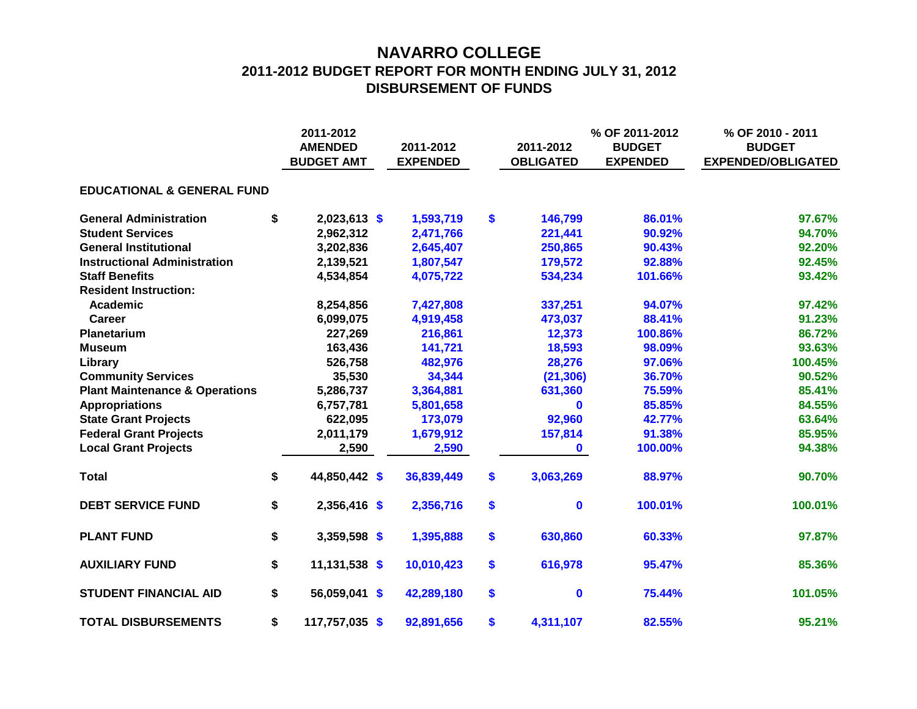# NAVARRO COLLEGE
## 2011-2012 BUDGET REPORT FOR MONTH ENDING JULY 31, 2012
## DISBURSEMENT OF FUNDS

| | 2011-2012 AMENDED BUDGET AMT | 2011-2012 EXPENDED | 2011-2012 OBLIGATED | % OF 2011-2012 BUDGET EXPENDED | % OF 2010 - 2011 BUDGET EXPENDED/OBLIGATED |
|---|---|---|---|---|---|
| **EDUCATIONAL & GENERAL FUND** | | | | | |
| **General Administration** | $ 2,023,613 | $ 1,593,719 | $ 146,799 | 86.01% | 97.67% |
| **Student Services** | 2,962,312 | 2,471,766 | 221,441 | 90.92% | 94.70% |
| **General Institutional** | 3,202,836 | 2,645,407 | 250,865 | 90.43% | 92.20% |
| **Instructional Administration** | 2,139,521 | 1,807,547 | 179,572 | 92.88% | 92.45% |
| **Staff Benefits** | 4,534,854 | 4,075,722 | 534,234 | 101.66% | 93.42% |
| **Resident Instruction:** | | | | | |
| **Academic** | 8,254,856 | 7,427,808 | 337,251 | 94.07% | 97.42% |
| **Career** | 6,099,075 | 4,919,458 | 473,037 | 88.41% | 91.23% |
| **Planetarium** | 227,269 | 216,861 | 12,373 | 100.86% | 86.72% |
| **Museum** | 163,436 | 141,721 | 18,593 | 98.09% | 93.63% |
| **Library** | 526,758 | 482,976 | 28,276 | 97.06% | 100.45% |
| **Community Services** | 35,530 | 34,344 | (21,306) | 36.70% | 90.52% |
| **Plant Maintenance & Operations** | 5,286,737 | 3,364,881 | 631,360 | 75.59% | 85.41% |
| **Appropriations** | 6,757,781 | 5,801,658 | 0 | 85.85% | 84.55% |
| **State Grant Projects** | 622,095 | 173,079 | 92,960 | 42.77% | 63.64% |
| **Federal Grant Projects** | 2,011,179 | 1,679,912 | 157,814 | 91.38% | 85.95% |
| **Local Grant Projects** | 2,590 | 2,590 | 0 | 100.00% | 94.38% |
| **Total** | $ 44,850,442 | $ 36,839,449 | $ 3,063,269 | 88.97% | 90.70% |
| **DEBT SERVICE FUND** | $ 2,356,416 | $ 2,356,716 | $ 0 | 100.01% | 100.01% |
| **PLANT FUND** | $ 3,359,598 | $ 1,395,888 | $ 630,860 | 60.33% | 97.87% |
| **AUXILIARY FUND** | $ 11,131,538 | $ 10,010,423 | $ 616,978 | 95.47% | 85.36% |
| **STUDENT FINANCIAL AID** | $ 56,059,041 | $ 42,289,180 | $ 0 | 75.44% | 101.05% |
| **TOTAL DISBURSEMENTS** | $ 117,757,035 | $ 92,891,656 | $ 4,311,107 | 82.55% | 95.21% |